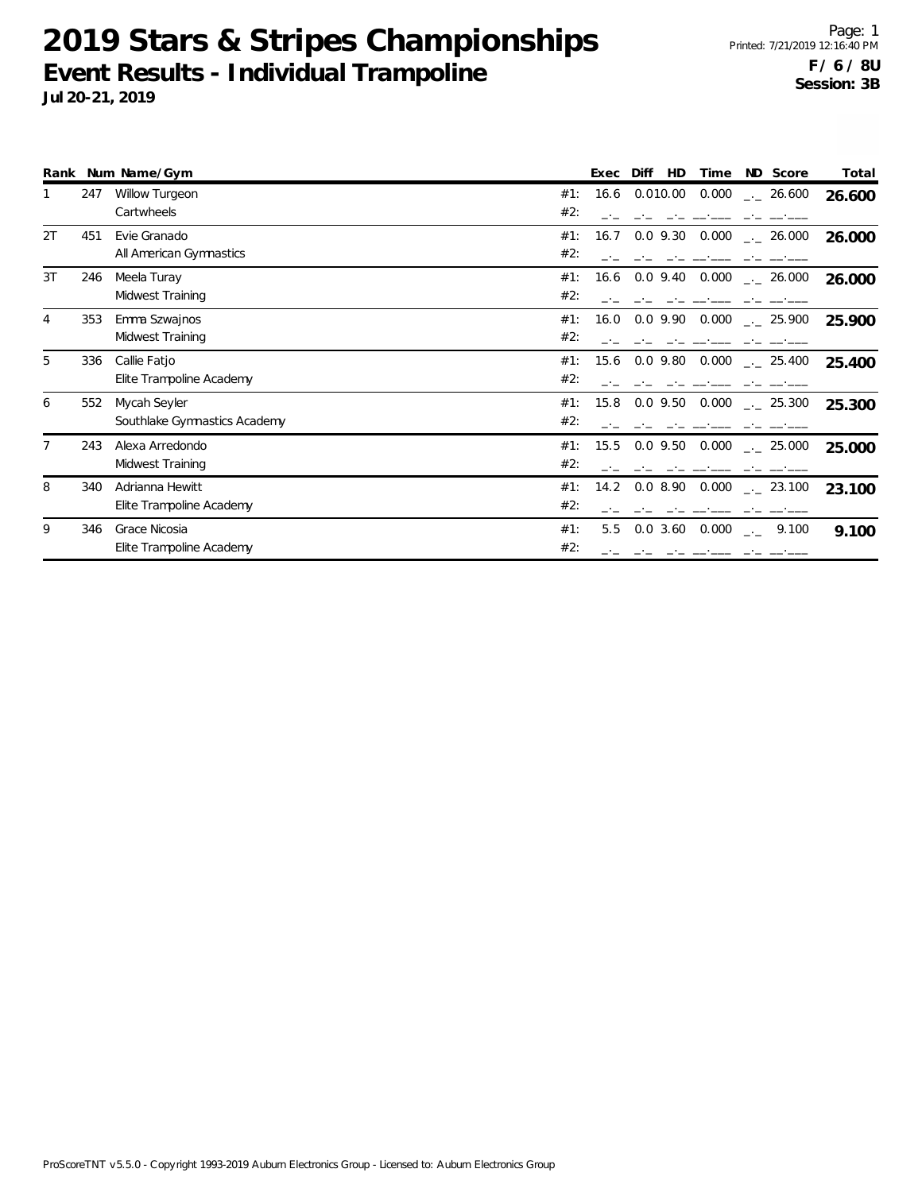# 2019 Stars & Stripes Championships

## Event Results - Individual Trampoline

**Jul 20-21, 2019**

Printed: 7/21/2019 12:16:40 PM

**F / 6 / 8U**
**Session: 3B**

| Rank | Num | Name/Gym | | Exec | Diff | HD | Time | ND | Score | Total |
|---|---|---|---|---|---|---|---|---|---|---|
| 1 | 247 | Willow Turgeon | #1: | 16.6 | 0.0 | 10.00 | 0.000 | _._ | 26.600 | **26.600** |
| | | Cartwheels | #2: | _._ | _._ | _._ | __.___ | _._ | __.___ | |
| 2T | 451 | Evie Granado | #1: | 16.7 | 0.0 | 9.30 | 0.000 | _._ | 26.000 | **26.000** |
| | | All American Gymnastics | #2: | _._ | _._ | _._ | __.___ | _._ | __.___ | |
| 3T | 246 | Meela Turay | #1: | 16.6 | 0.0 | 9.40 | 0.000 | _._ | 26.000 | **26.000** |
| | | Midwest Training | #2: | _._ | _._ | _._ | __.___ | _._ | __.___ | |
| 4 | 353 | Emma Szwajnos | #1: | 16.0 | 0.0 | 9.90 | 0.000 | _._ | 25.900 | **25.900** |
| | | Midwest Training | #2: | _._ | _._ | _._ | __.___ | _._ | __.___ | |
| 5 | 336 | Callie Fatjo | #1: | 15.6 | 0.0 | 9.80 | 0.000 | _._ | 25.400 | **25.400** |
| | | Elite Trampoline Academy | #2: | _._ | _._ | _._ | __.___ | _._ | __.___ | |
| 6 | 552 | Mycah Seyler | #1: | 15.8 | 0.0 | 9.50 | 0.000 | _._ | 25.300 | **25.300** |
| | | Southlake Gymnastics Academy | #2: | _._ | _._ | _._ | __.___ | _._ | __.___ | |
| 7 | 243 | Alexa Arredondo | #1: | 15.5 | 0.0 | 9.50 | 0.000 | _._ | 25.000 | **25.000** |
| | | Midwest Training | #2: | _._ | _._ | _._ | __.___ | _._ | __.___ | |
| 8 | 340 | Adrianna Hewitt | #1: | 14.2 | 0.0 | 8.90 | 0.000 | _._ | 23.100 | **23.100** |
| | | Elite Trampoline Academy | #2: | _._ | _._ | _._ | __.___ | _._ | __.___ | |
| 9 | 346 | Grace Nicosia | #1: | 5.5 | 0.0 | 3.60 | 0.000 | _._ | 9.100 | **9.100** |
| | | Elite Trampoline Academy | #2: | _._ | _._ | _._ | __.___ | _._ | __.___ | |

ProScoreTNT v5.5.0 - Copyright 1993-2019 Auburn Electronics Group - Licensed to: Auburn Electronics Group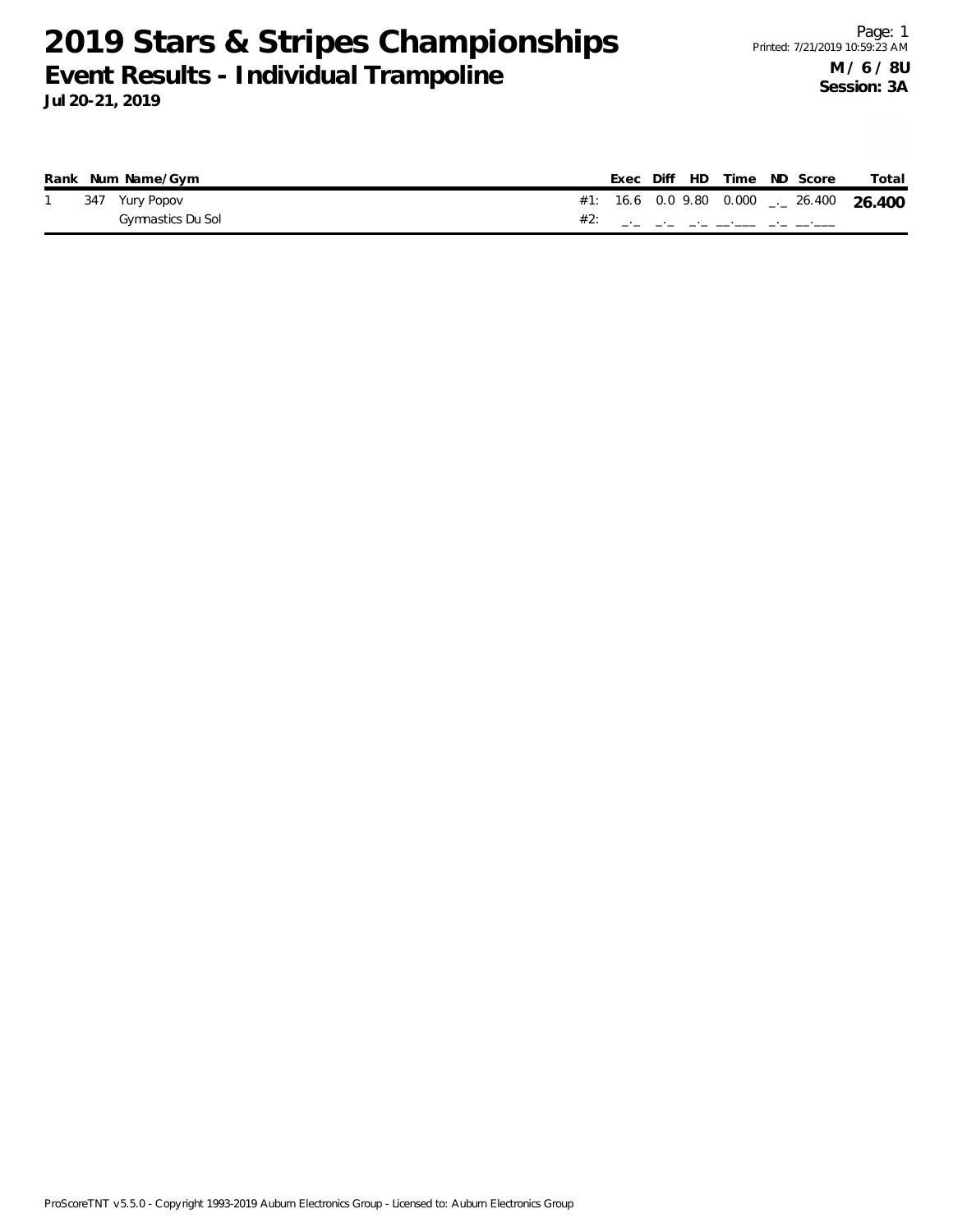# 2019 Stars & Stripes Championships

## Event Results - Individual Trampoline

**Jul 20-21, 2019**

**M / 6 / 8U**
**Session: 3A**

| Rank | Num | Name/Gym | | Exec | Diff | HD | Time | ND | Score | Total |
|---|---|---|---|---|---|---|---|---|---|---|
| 1 | 347 | Yury Popov | #1: | 16.6 | 0.0 | 9.80 | 0.000 | _._ | 26.400 | **26.400** |
| | | Gymnastics Du Sol | #2: | _._ | _._ | _._ | __.___ | _._ | __.___ | |

ProScoreTNT v5.5.0 - Copyright 1993-2019 Auburn Electronics Group - Licensed to: Auburn Electronics Group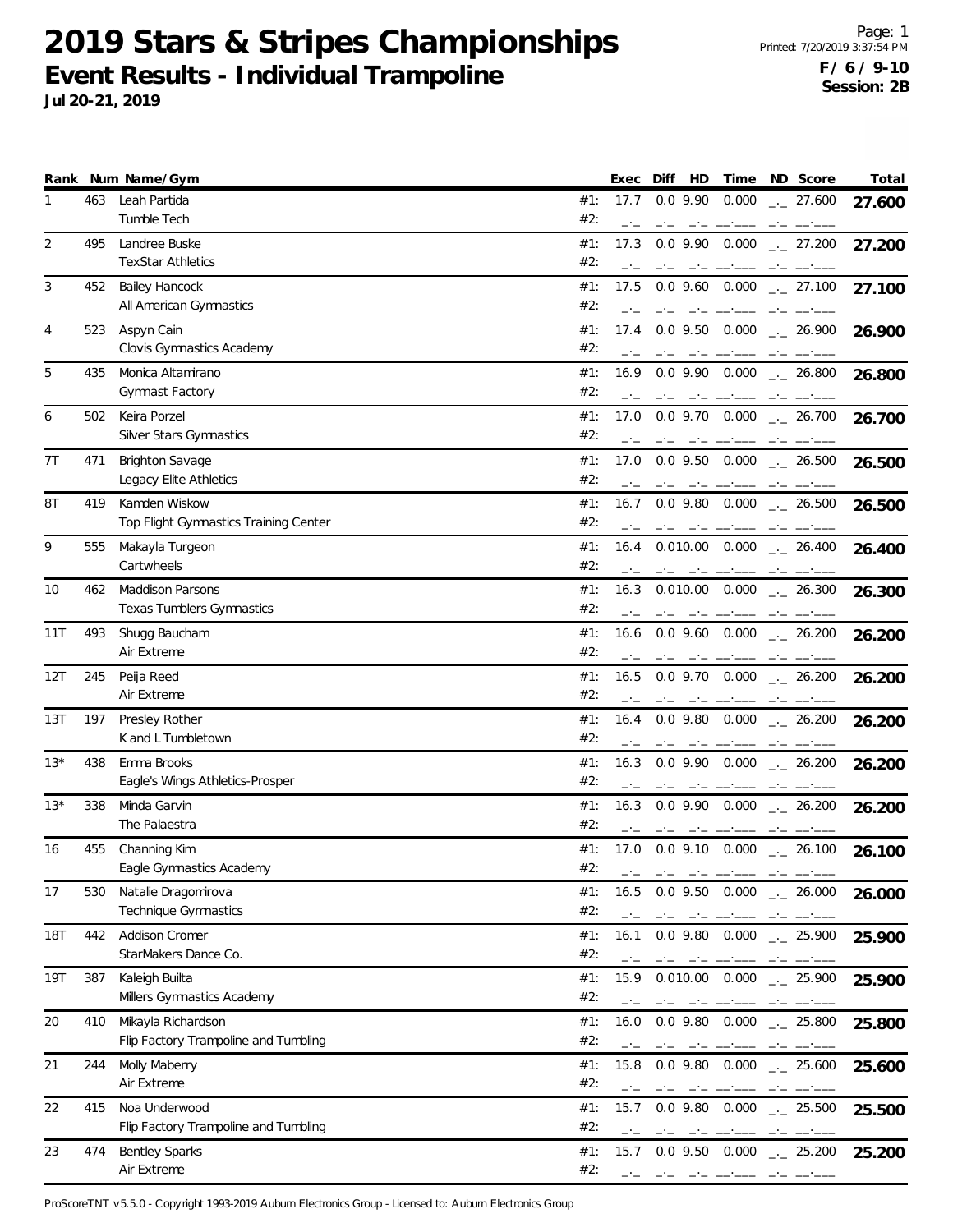# 2019 Stars & Stripes Championships

## Event Results - Individual Trampoline

**Jul 20-21, 2019**

Printed: 7/20/2019 3:37:54 PM

**F / 6 / 9-10**
**Session: 2B**

| Rank | Num | Name/Gym | | Exec | Diff | HD | Time | ND | Score | Total |
|---|---|---|---|---|---|---|---|---|---|---|
| 1 | 463 | Leah Partida<br>Tumble Tech | #1:<br>#2: | 17.7 | 0.0 | 9.90 | 0.000 | _._ | 27.600 | **27.600** |
| 2 | 495 | Landree Buske<br>TexStar Athletics | #1:<br>#2: | 17.3 | 0.0 | 9.90 | 0.000 | _._ | 27.200 | **27.200** |
| 3 | 452 | Bailey Hancock<br>All American Gymnastics | #1:<br>#2: | 17.5 | 0.0 | 9.60 | 0.000 | _._ | 27.100 | **27.100** |
| 4 | 523 | Aspyn Cain<br>Clovis Gymnastics Academy | #1:<br>#2: | 17.4 | 0.0 | 9.50 | 0.000 | _._ | 26.900 | **26.900** |
| 5 | 435 | Monica Altamirano<br>Gymnast Factory | #1:<br>#2: | 16.9 | 0.0 | 9.90 | 0.000 | _._ | 26.800 | **26.800** |
| 6 | 502 | Keira Porzel<br>Silver Stars Gymnastics | #1:<br>#2: | 17.0 | 0.0 | 9.70 | 0.000 | _._ | 26.700 | **26.700** |
| 7T | 471 | Brighton Savage<br>Legacy Elite Athletics | #1:<br>#2: | 17.0 | 0.0 | 9.50 | 0.000 | _._ | 26.500 | **26.500** |
| 8T | 419 | Kamden Wiskow<br>Top Flight Gymnastics Training Center | #1:<br>#2: | 16.7 | 0.0 | 9.80 | 0.000 | _._ | 26.500 | **26.500** |
| 9 | 555 | Makayla Turgeon<br>Cartwheels | #1:<br>#2: | 16.4 | 0.0 | 10.00 | 0.000 | _._ | 26.400 | **26.400** |
| 10 | 462 | Maddison Parsons<br>Texas Tumblers Gymnastics | #1:<br>#2: | 16.3 | 0.0 | 10.00 | 0.000 | _._ | 26.300 | **26.300** |
| 11T | 493 | Shugg Baucham<br>Air Extreme | #1:<br>#2: | 16.6 | 0.0 | 9.60 | 0.000 | _._ | 26.200 | **26.200** |
| 12T | 245 | Peija Reed<br>Air Extreme | #1:<br>#2: | 16.5 | 0.0 | 9.70 | 0.000 | _._ | 26.200 | **26.200** |
| 13T | 197 | Presley Rother<br>K and L Tumbletown | #1:<br>#2: | 16.4 | 0.0 | 9.80 | 0.000 | _._ | 26.200 | **26.200** |
| 13* | 438 | Emma Brooks<br>Eagle's Wings Athletics-Prosper | #1:<br>#2: | 16.3 | 0.0 | 9.90 | 0.000 | _._ | 26.200 | **26.200** |
| 13* | 338 | Minda Garvin<br>The Palaestra | #1:<br>#2: | 16.3 | 0.0 | 9.90 | 0.000 | _._ | 26.200 | **26.200** |
| 16 | 455 | Channing Kim<br>Eagle Gymnastics Academy | #1:<br>#2: | 17.0 | 0.0 | 9.10 | 0.000 | _._ | 26.100 | **26.100** |
| 17 | 530 | Natalie Dragomirova<br>Technique Gymnastics | #1:<br>#2: | 16.5 | 0.0 | 9.50 | 0.000 | _._ | 26.000 | **26.000** |
| 18T | 442 | Addison Cromer<br>StarMakers Dance Co. | #1:<br>#2: | 16.1 | 0.0 | 9.80 | 0.000 | _._ | 25.900 | **25.900** |
| 19T | 387 | Kaleigh Builta<br>Millers Gymnastics Academy | #1:<br>#2: | 15.9 | 0.0 | 10.00 | 0.000 | _._ | 25.900 | **25.900** |
| 20 | 410 | Mikayla Richardson<br>Flip Factory Trampoline and Tumbling | #1:<br>#2: | 16.0 | 0.0 | 9.80 | 0.000 | _._ | 25.800 | **25.800** |
| 21 | 244 | Molly Maberry<br>Air Extreme | #1:<br>#2: | 15.8 | 0.0 | 9.80 | 0.000 | _._ | 25.600 | **25.600** |
| 22 | 415 | Noa Underwood<br>Flip Factory Trampoline and Tumbling | #1:<br>#2: | 15.7 | 0.0 | 9.80 | 0.000 | _._ | 25.500 | **25.500** |
| 23 | 474 | Bentley Sparks<br>Air Extreme | #1:<br>#2: | 15.7 | 0.0 | 9.50 | 0.000 | _._ | 25.200 | **25.200** |

ProScoreTNT v5.5.0 - Copyright 1993-2019 Auburn Electronics Group - Licensed to: Auburn Electronics Group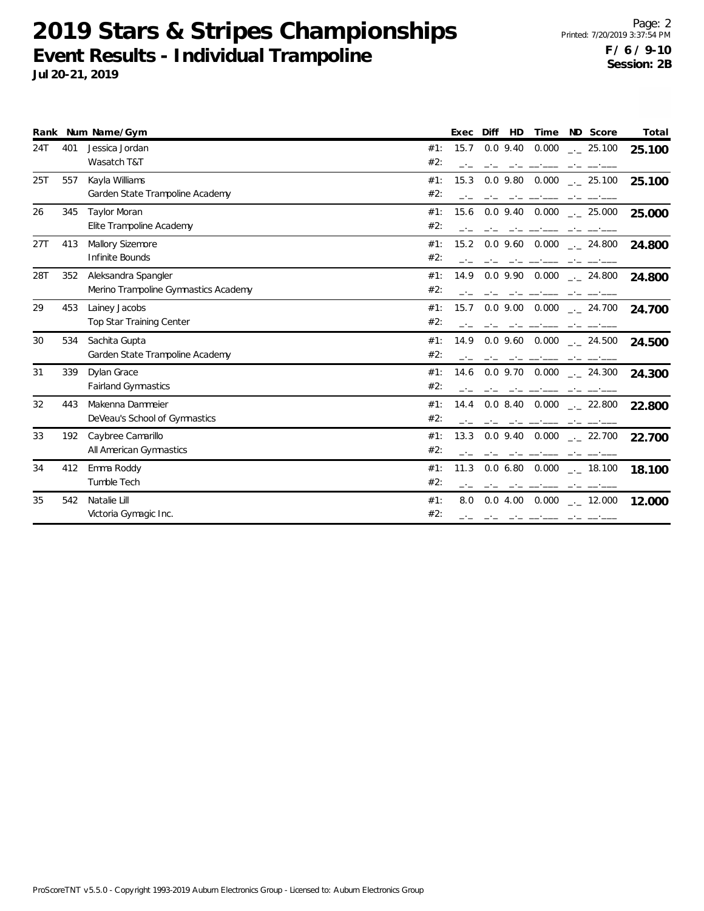# 2019 Stars & Stripes Championships

## Event Results - Individual Trampoline

**Jul 20-21, 2019**

**F / 6 / 9-10**
**Session: 2B**

| Rank | Num | Name/Gym | | Exec | Diff | HD | Time | ND | Score | Total |
|---|---|---|---|---|---|---|---|---|---|---|
| 24T | 401 | Jessica Jordan | #1: | 15.7 | 0.0 | 9.40 | 0.000 | _._ | 25.100 | **25.100** |
| | | Wasatch T&T | #2: | _._ | _._ | _._ | __.___ | _._ | __.___ | |
| 25T | 557 | Kayla Williams | #1: | 15.3 | 0.0 | 9.80 | 0.000 | _._ | 25.100 | **25.100** |
| | | Garden State Trampoline Academy | #2: | _._ | _._ | _._ | __.___ | _._ | __.___ | |
| 26 | 345 | Taylor Moran | #1: | 15.6 | 0.0 | 9.40 | 0.000 | _._ | 25.000 | **25.000** |
| | | Elite Trampoline Academy | #2: | _._ | _._ | _._ | __.___ | _._ | __.___ | |
| 27T | 413 | Mallory Sizemore | #1: | 15.2 | 0.0 | 9.60 | 0.000 | _._ | 24.800 | **24.800** |
| | | Infinite Bounds | #2: | _._ | _._ | _._ | __.___ | _._ | __.___ | |
| 28T | 352 | Aleksandra Spangler | #1: | 14.9 | 0.0 | 9.90 | 0.000 | _._ | 24.800 | **24.800** |
| | | Merino Trampoline Gymnastics Academy | #2: | _._ | _._ | _._ | __.___ | _._ | __.___ | |
| 29 | 453 | Lainey Jacobs | #1: | 15.7 | 0.0 | 9.00 | 0.000 | _._ | 24.700 | **24.700** |
| | | Top Star Training Center | #2: | _._ | _._ | _._ | __.___ | _._ | __.___ | |
| 30 | 534 | Sachita Gupta | #1: | 14.9 | 0.0 | 9.60 | 0.000 | _._ | 24.500 | **24.500** |
| | | Garden State Trampoline Academy | #2: | _._ | _._ | _._ | __.___ | _._ | __.___ | |
| 31 | 339 | Dylan Grace | #1: | 14.6 | 0.0 | 9.70 | 0.000 | _._ | 24.300 | **24.300** |
| | | Fairland Gymnastics | #2: | _._ | _._ | _._ | __.___ | _._ | __.___ | |
| 32 | 443 | Makenna Dammeier | #1: | 14.4 | 0.0 | 8.40 | 0.000 | _._ | 22.800 | **22.800** |
| | | DeVeau's School of Gymnastics | #2: | _._ | _._ | _._ | __.___ | _._ | __.___ | |
| 33 | 192 | Caybree Camarillo | #1: | 13.3 | 0.0 | 9.40 | 0.000 | _._ | 22.700 | **22.700** |
| | | All American Gymnastics | #2: | _._ | _._ | _._ | __.___ | _._ | __.___ | |
| 34 | 412 | Emma Roddy | #1: | 11.3 | 0.0 | 6.80 | 0.000 | _._ | 18.100 | **18.100** |
| | | Tumble Tech | #2: | _._ | _._ | _._ | __.___ | _._ | __.___ | |
| 35 | 542 | Natalie Lill | #1: | 8.0 | 0.0 | 4.00 | 0.000 | _._ | 12.000 | **12.000** |
| | | Victoria Gymagic Inc. | #2: | _._ | _._ | _._ | __.___ | _._ | __.___ | |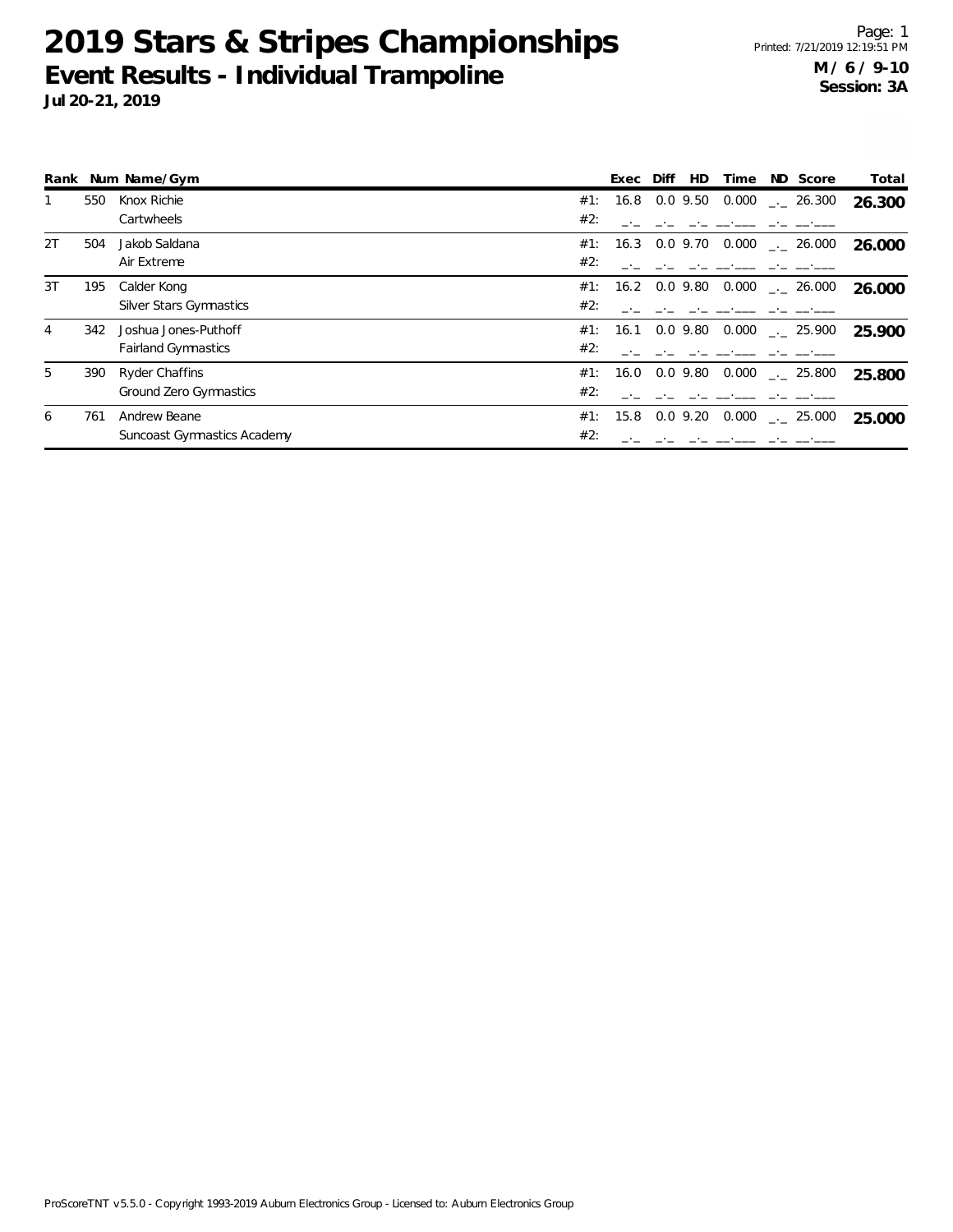# 2019 Stars & Stripes Championships

## Event Results - Individual Trampoline

**Jul 20-21, 2019**

**M / 6 / 9-10**
**Session: 3A**

| Rank | Num | Name/Gym | | Exec | Diff | HD | Time | ND | Score | Total |
|---|---|---|---|---|---|---|---|---|---|---|
| 1 | 550 | Knox Richie | #1: | 16.8 | 0.0 | 9.50 | 0.000 | _._ | 26.300 | **26.300** |
| | | Cartwheels | #2: | _._ | _._ | _._ | __.___ | _._ | __.___ | |
| 2T | 504 | Jakob Saldana | #1: | 16.3 | 0.0 | 9.70 | 0.000 | _._ | 26.000 | **26.000** |
| | | Air Extreme | #2: | _._ | _._ | _._ | __.___ | _._ | __.___ | |
| 3T | 195 | Calder Kong | #1: | 16.2 | 0.0 | 9.80 | 0.000 | _._ | 26.000 | **26.000** |
| | | Silver Stars Gymnastics | #2: | _._ | _._ | _._ | __.___ | _._ | __.___ | |
| 4 | 342 | Joshua Jones-Puthoff | #1: | 16.1 | 0.0 | 9.80 | 0.000 | _._ | 25.900 | **25.900** |
| | | Fairland Gymnastics | #2: | _._ | _._ | _._ | __.___ | _._ | __.___ | |
| 5 | 390 | Ryder Chaffins | #1: | 16.0 | 0.0 | 9.80 | 0.000 | _._ | 25.800 | **25.800** |
| | | Ground Zero Gymnastics | #2: | _._ | _._ | _._ | __.___ | _._ | __.___ | |
| 6 | 761 | Andrew Beane | #1: | 15.8 | 0.0 | 9.20 | 0.000 | _._ | 25.000 | **25.000** |
| | | Suncoast Gymnastics Academy | #2: | _._ | _._ | _._ | __.___ | _._ | __.___ | |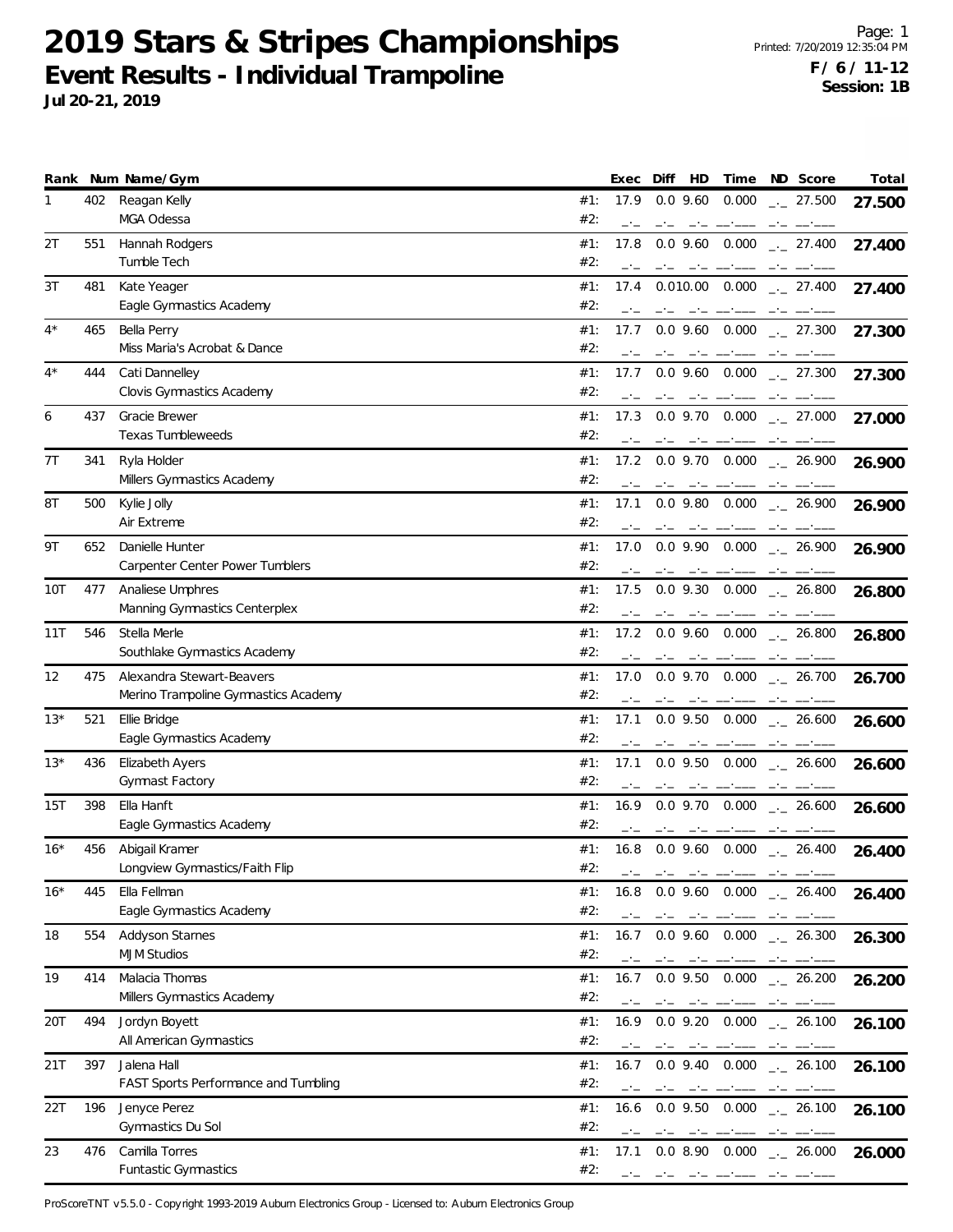# 2019 Stars & Stripes Championships

## Event Results - Individual Trampoline

**Jul 20-21, 2019**

Printed: 7/20/2019 12:35:04 PM
**F / 6 / 11-12**
**Session: 1B**

| Rank | Num | Name/Gym | | Exec | Diff | HD | Time | ND | Score | Total |
|---|---|---|---|---|---|---|---|---|---|---|
| 1 | 402 | Reagan Kelly<br>MGA Odessa | #1:<br>#2: | 17.9 | 0.0 | 9.60 | 0.000 | _._ | 27.500 | **27.500** |
| 2T | 551 | Hannah Rodgers<br>Tumble Tech | #1:<br>#2: | 17.8 | 0.0 | 9.60 | 0.000 | _._ | 27.400 | **27.400** |
| 3T | 481 | Kate Yeager<br>Eagle Gymnastics Academy | #1:<br>#2: | 17.4 | 0.0 | 10.00 | 0.000 | _._ | 27.400 | **27.400** |
| 4* | 465 | Bella Perry<br>Miss Maria's Acrobat & Dance | #1:<br>#2: | 17.7 | 0.0 | 9.60 | 0.000 | _._ | 27.300 | **27.300** |
| 4* | 444 | Cati Dannelley<br>Clovis Gymnastics Academy | #1:<br>#2: | 17.7 | 0.0 | 9.60 | 0.000 | _._ | 27.300 | **27.300** |
| 6 | 437 | Gracie Brewer<br>Texas Tumbleweeds | #1:<br>#2: | 17.3 | 0.0 | 9.70 | 0.000 | _._ | 27.000 | **27.000** |
| 7T | 341 | Ryla Holder<br>Millers Gymnastics Academy | #1:<br>#2: | 17.2 | 0.0 | 9.70 | 0.000 | _._ | 26.900 | **26.900** |
| 8T | 500 | Kylie Jolly<br>Air Extreme | #1:<br>#2: | 17.1 | 0.0 | 9.80 | 0.000 | _._ | 26.900 | **26.900** |
| 9T | 652 | Danielle Hunter<br>Carpenter Center Power Tumblers | #1:<br>#2: | 17.0 | 0.0 | 9.90 | 0.000 | _._ | 26.900 | **26.900** |
| 10T | 477 | Analiese Umphres<br>Manning Gymnastics Centerplex | #1:<br>#2: | 17.5 | 0.0 | 9.30 | 0.000 | _._ | 26.800 | **26.800** |
| 11T | 546 | Stella Merle<br>Southlake Gymnastics Academy | #1:<br>#2: | 17.2 | 0.0 | 9.60 | 0.000 | _._ | 26.800 | **26.800** |
| 12 | 475 | Alexandra Stewart-Beavers<br>Merino Trampoline Gymnastics Academy | #1:<br>#2: | 17.0 | 0.0 | 9.70 | 0.000 | _._ | 26.700 | **26.700** |
| 13* | 521 | Ellie Bridge<br>Eagle Gymnastics Academy | #1:<br>#2: | 17.1 | 0.0 | 9.50 | 0.000 | _._ | 26.600 | **26.600** |
| 13* | 436 | Elizabeth Ayers<br>Gymnast Factory | #1:<br>#2: | 17.1 | 0.0 | 9.50 | 0.000 | _._ | 26.600 | **26.600** |
| 15T | 398 | Ella Hanft<br>Eagle Gymnastics Academy | #1:<br>#2: | 16.9 | 0.0 | 9.70 | 0.000 | _._ | 26.600 | **26.600** |
| 16* | 456 | Abigail Kramer<br>Longview Gymnastics/Faith Flip | #1:<br>#2: | 16.8 | 0.0 | 9.60 | 0.000 | _._ | 26.400 | **26.400** |
| 16* | 445 | Ella Fellman<br>Eagle Gymnastics Academy | #1:<br>#2: | 16.8 | 0.0 | 9.60 | 0.000 | _._ | 26.400 | **26.400** |
| 18 | 554 | Addyson Starnes<br>MJM Studios | #1:<br>#2: | 16.7 | 0.0 | 9.60 | 0.000 | _._ | 26.300 | **26.300** |
| 19 | 414 | Malacia Thomas<br>Millers Gymnastics Academy | #1:<br>#2: | 16.7 | 0.0 | 9.50 | 0.000 | _._ | 26.200 | **26.200** |
| 20T | 494 | Jordyn Boyett<br>All American Gymnastics | #1:<br>#2: | 16.9 | 0.0 | 9.20 | 0.000 | _._ | 26.100 | **26.100** |
| 21T | 397 | Jalena Hall<br>FAST Sports Performance and Tumbling | #1:<br>#2: | 16.7 | 0.0 | 9.40 | 0.000 | _._ | 26.100 | **26.100** |
| 22T | 196 | Jenyce Perez<br>Gymnastics Du Sol | #1:<br>#2: | 16.6 | 0.0 | 9.50 | 0.000 | _._ | 26.100 | **26.100** |
| 23 | 476 | Camilla Torres<br>Funtastic Gymnastics | #1:<br>#2: | 17.1 | 0.0 | 8.90 | 0.000 | _._ | 26.000 | **26.000** |

ProScoreTNT v5.5.0 - Copyright 1993-2019 Auburn Electronics Group - Licensed to: Auburn Electronics Group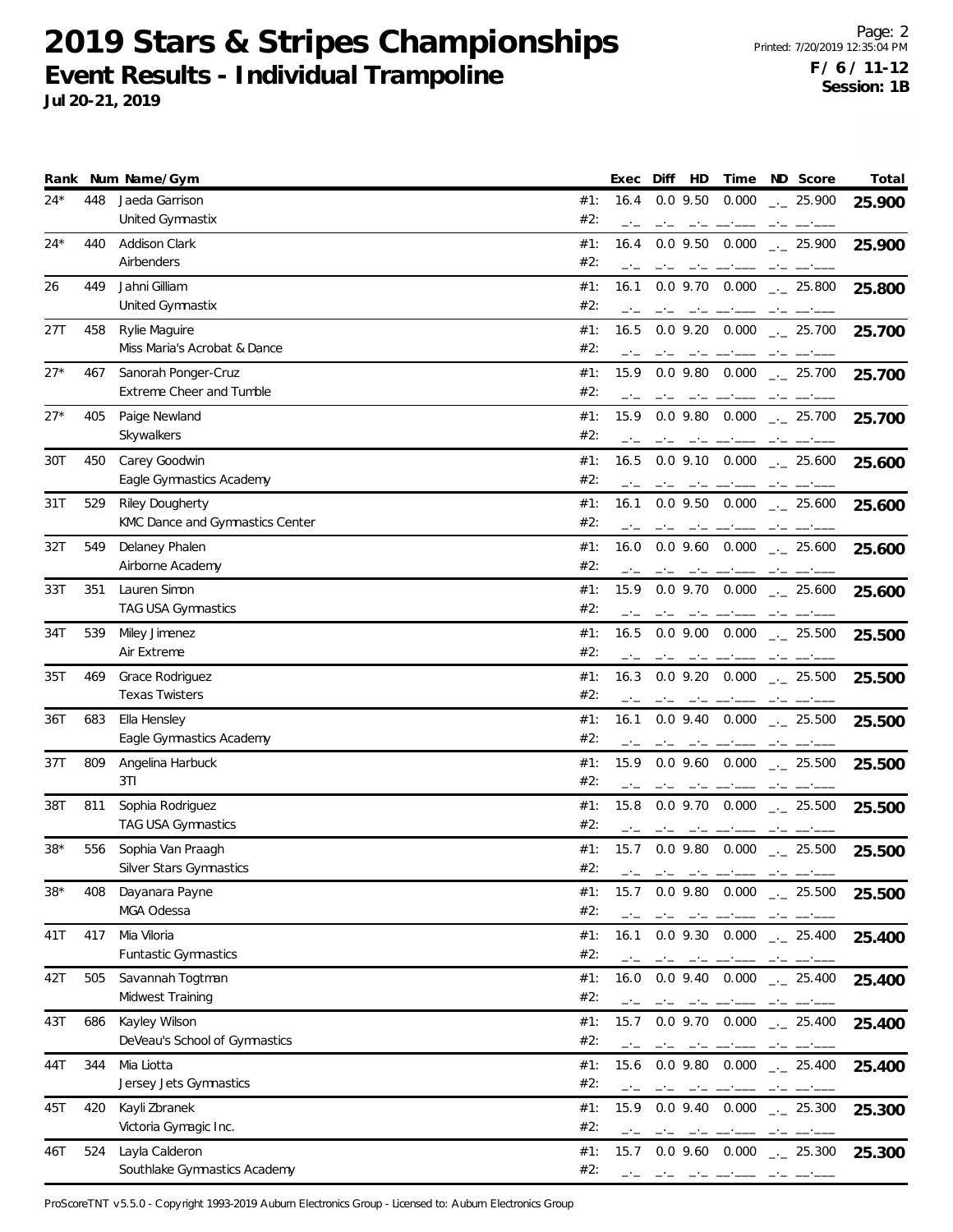# 2019 Stars & Stripes Championships

## Event Results - Individual Trampoline

**Jul 20-21, 2019**

**F / 6 / 11-12**
**Session: 1B**

| Rank | Num | Name/Gym | | Exec | Diff | HD | Time | ND | Score | Total |
|---|---|---|---|---|---|---|---|---|---|---|
| 24* | 448 | Jaeda Garrison | #1: | 16.4 | 0.0 | 9.50 | 0.000 | _._ | 25.900 | 25.900 |
| | | United Gymnastix | #2: | _._ | _._ | _._ | __.___ | _._ | __.___ | |
| 24* | 440 | Addison Clark | #1: | 16.4 | 0.0 | 9.50 | 0.000 | _._ | 25.900 | 25.900 |
| | | Airbenders | #2: | _._ | _._ | _._ | __.___ | _._ | __.___ | |
| 26 | 449 | Jahni Gilliam | #1: | 16.1 | 0.0 | 9.70 | 0.000 | _._ | 25.800 | 25.800 |
| | | United Gymnastix | #2: | _._ | _._ | _._ | __.___ | _._ | __.___ | |
| 27T | 458 | Rylie Maguire | #1: | 16.5 | 0.0 | 9.20 | 0.000 | _._ | 25.700 | 25.700 |
| | | Miss Maria's Acrobat & Dance | #2: | _._ | _._ | _._ | __.___ | _._ | __.___ | |
| 27* | 467 | Sanorah Ponger-Cruz | #1: | 15.9 | 0.0 | 9.80 | 0.000 | _._ | 25.700 | 25.700 |
| | | Extreme Cheer and Tumble | #2: | _._ | _._ | _._ | __.___ | _._ | __.___ | |
| 27* | 405 | Paige Newland | #1: | 15.9 | 0.0 | 9.80 | 0.000 | _._ | 25.700 | 25.700 |
| | | Skywalkers | #2: | _._ | _._ | _._ | __.___ | _._ | __.___ | |
| 30T | 450 | Carey Goodwin | #1: | 16.5 | 0.0 | 9.10 | 0.000 | _._ | 25.600 | 25.600 |
| | | Eagle Gymnastics Academy | #2: | _._ | _._ | _._ | __.___ | _._ | __.___ | |
| 31T | 529 | Riley Dougherty | #1: | 16.1 | 0.0 | 9.50 | 0.000 | _._ | 25.600 | 25.600 |
| | | KMC Dance and Gymnastics Center | #2: | _._ | _._ | _._ | __.___ | _._ | __.___ | |
| 32T | 549 | Delaney Phalen | #1: | 16.0 | 0.0 | 9.60 | 0.000 | _._ | 25.600 | 25.600 |
| | | Airborne Academy | #2: | _._ | _._ | _._ | __.___ | _._ | __.___ | |
| 33T | 351 | Lauren Simon | #1: | 15.9 | 0.0 | 9.70 | 0.000 | _._ | 25.600 | 25.600 |
| | | TAG USA Gymnastics | #2: | _._ | _._ | _._ | __.___ | _._ | __.___ | |
| 34T | 539 | Miley Jimenez | #1: | 16.5 | 0.0 | 9.00 | 0.000 | _._ | 25.500 | 25.500 |
| | | Air Extreme | #2: | _._ | _._ | _._ | __.___ | _._ | __.___ | |
| 35T | 469 | Grace Rodriguez | #1: | 16.3 | 0.0 | 9.20 | 0.000 | _._ | 25.500 | 25.500 |
| | | Texas Twisters | #2: | _._ | _._ | _._ | __.___ | _._ | __.___ | |
| 36T | 683 | Ella Hensley | #1: | 16.1 | 0.0 | 9.40 | 0.000 | _._ | 25.500 | 25.500 |
| | | Eagle Gymnastics Academy | #2: | _._ | _._ | _._ | __.___ | _._ | __.___ | |
| 37T | 809 | Angelina Harbuck | #1: | 15.9 | 0.0 | 9.60 | 0.000 | _._ | 25.500 | 25.500 |
| | | 3TI | #2: | _._ | _._ | _._ | __.___ | _._ | __.___ | |
| 38T | 811 | Sophia Rodriguez | #1: | 15.8 | 0.0 | 9.70 | 0.000 | _._ | 25.500 | 25.500 |
| | | TAG USA Gymnastics | #2: | _._ | _._ | _._ | __.___ | _._ | __.___ | |
| 38* | 556 | Sophia Van Praagh | #1: | 15.7 | 0.0 | 9.80 | 0.000 | _._ | 25.500 | 25.500 |
| | | Silver Stars Gymnastics | #2: | _._ | _._ | _._ | __.___ | _._ | __.___ | |
| 38* | 408 | Dayanara Payne | #1: | 15.7 | 0.0 | 9.80 | 0.000 | _._ | 25.500 | 25.500 |
| | | MGA Odessa | #2: | _._ | _._ | _._ | __.___ | _._ | __.___ | |
| 41T | 417 | Mia Viloria | #1: | 16.1 | 0.0 | 9.30 | 0.000 | _._ | 25.400 | 25.400 |
| | | Funtastic Gymnastics | #2: | _._ | _._ | _._ | __.___ | _._ | __.___ | |
| 42T | 505 | Savannah Togtman | #1: | 16.0 | 0.0 | 9.40 | 0.000 | _._ | 25.400 | 25.400 |
| | | Midwest Training | #2: | _._ | _._ | _._ | __.___ | _._ | __.___ | |
| 43T | 686 | Kayley Wilson | #1: | 15.7 | 0.0 | 9.70 | 0.000 | _._ | 25.400 | 25.400 |
| | | DeVeau's School of Gymnastics | #2: | _._ | _._ | _._ | __.___ | _._ | __.___ | |
| 44T | 344 | Mia Liotta | #1: | 15.6 | 0.0 | 9.80 | 0.000 | _._ | 25.400 | 25.400 |
| | | Jersey Jets Gymnastics | #2: | _._ | _._ | _._ | __.___ | _._ | __.___ | |
| 45T | 420 | Kayli Zbranek | #1: | 15.9 | 0.0 | 9.40 | 0.000 | _._ | 25.300 | 25.300 |
| | | Victoria Gymagic Inc. | #2: | _._ | _._ | _._ | __.___ | _._ | __.___ | |
| 46T | 524 | Layla Calderon | #1: | 15.7 | 0.0 | 9.60 | 0.000 | _._ | 25.300 | 25.300 |
| | | Southlake Gymnastics Academy | #2: | _._ | _._ | _._ | __.___ | _._ | __.___ | |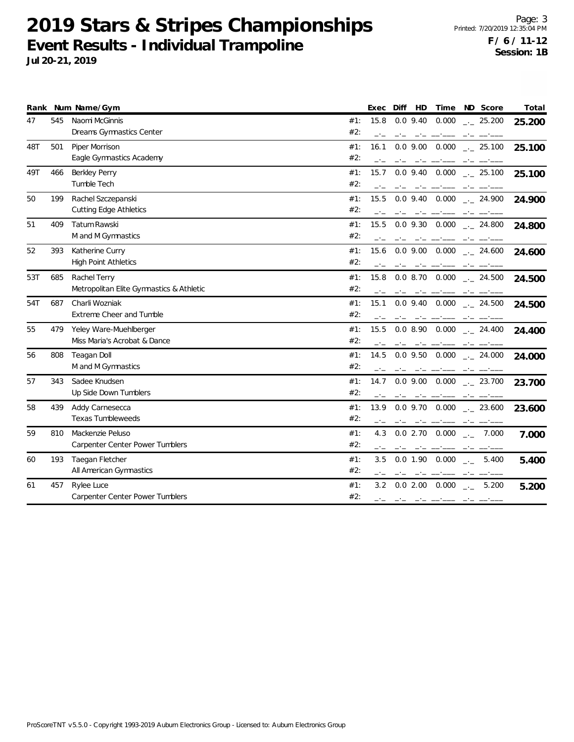# 2019 Stars & Stripes Championships

## Event Results - Individual Trampoline

**Jul 20-21, 2019**

**F / 6 / 11-12**
**Session: 1B**

| Rank | Num | Name/Gym | | Exec | Diff | HD | Time | ND | Score | Total |
|---|---|---|---|---|---|---|---|---|---|---|
| 47 | 545 | Naomi McGinnis | #1: | 15.8 | 0.0 | 9.40 | 0.000 | _._ | 25.200 | **25.200** |
| | | Dreams Gymnastics Center | #2: | _._ | _._ | _._ | __.___ | _._ | __.___ | |
| 48T | 501 | Piper Morrison | #1: | 16.1 | 0.0 | 9.00 | 0.000 | _._ | 25.100 | **25.100** |
| | | Eagle Gymnastics Academy | #2: | _._ | _._ | _._ | __.___ | _._ | __.___ | |
| 49T | 466 | Berkley Perry | #1: | 15.7 | 0.0 | 9.40 | 0.000 | _._ | 25.100 | **25.100** |
| | | Tumble Tech | #2: | _._ | _._ | _._ | __.___ | _._ | __.___ | |
| 50 | 199 | Rachel Szczepanski | #1: | 15.5 | 0.0 | 9.40 | 0.000 | _._ | 24.900 | **24.900** |
| | | Cutting Edge Athletics | #2: | _._ | _._ | _._ | __.___ | _._ | __.___ | |
| 51 | 409 | Tatum Rawski | #1: | 15.5 | 0.0 | 9.30 | 0.000 | _._ | 24.800 | **24.800** |
| | | M and M Gymnastics | #2: | _._ | _._ | _._ | __.___ | _._ | __.___ | |
| 52 | 393 | Katherine Curry | #1: | 15.6 | 0.0 | 9.00 | 0.000 | _._ | 24.600 | **24.600** |
| | | High Point Athletics | #2: | _._ | _._ | _._ | __.___ | _._ | __.___ | |
| 53T | 685 | Rachel Terry | #1: | 15.8 | 0.0 | 8.70 | 0.000 | _._ | 24.500 | **24.500** |
| | | Metropolitan Elite Gymnastics & Athletic | #2: | _._ | _._ | _._ | __.___ | _._ | __.___ | |
| 54T | 687 | Charli Wozniak | #1: | 15.1 | 0.0 | 9.40 | 0.000 | _._ | 24.500 | **24.500** |
| | | Extreme Cheer and Tumble | #2: | _._ | _._ | _._ | __.___ | _._ | __.___ | |
| 55 | 479 | Yeley Ware-Muehlberger | #1: | 15.5 | 0.0 | 8.90 | 0.000 | _._ | 24.400 | **24.400** |
| | | Miss Maria's Acrobat & Dance | #2: | _._ | _._ | _._ | __.___ | _._ | __.___ | |
| 56 | 808 | Teagan Doll | #1: | 14.5 | 0.0 | 9.50 | 0.000 | _._ | 24.000 | **24.000** |
| | | M and M Gymnastics | #2: | _._ | _._ | _._ | __.___ | _._ | __.___ | |
| 57 | 343 | Sadee Knudsen | #1: | 14.7 | 0.0 | 9.00 | 0.000 | _._ | 23.700 | **23.700** |
| | | Up Side Down Tumblers | #2: | _._ | _._ | _._ | __.___ | _._ | __.___ | |
| 58 | 439 | Addy Carnesecca | #1: | 13.9 | 0.0 | 9.70 | 0.000 | _._ | 23.600 | **23.600** |
| | | Texas Tumbleweeds | #2: | _._ | _._ | _._ | __.___ | _._ | __.___ | |
| 59 | 810 | Mackenzie Peluso | #1: | 4.3 | 0.0 | 2.70 | 0.000 | _._ | 7.000 | **7.000** |
| | | Carpenter Center Power Tumblers | #2: | _._ | _._ | _._ | __.___ | _._ | __.___ | |
| 60 | 193 | Taegan Fletcher | #1: | 3.5 | 0.0 | 1.90 | 0.000 | _._ | 5.400 | **5.400** |
| | | All American Gymnastics | #2: | _._ | _._ | _._ | __.___ | _._ | __.___ | |
| 61 | 457 | Rylee Luce | #1: | 3.2 | 0.0 | 2.00 | 0.000 | _._ | 5.200 | **5.200** |
| | | Carpenter Center Power Tumblers | #2: | _._ | _._ | _._ | __.___ | _._ | __.___ | |

ProScoreTNT v5.5.0 - Copyright 1993-2019 Auburn Electronics Group - Licensed to: Auburn Electronics Group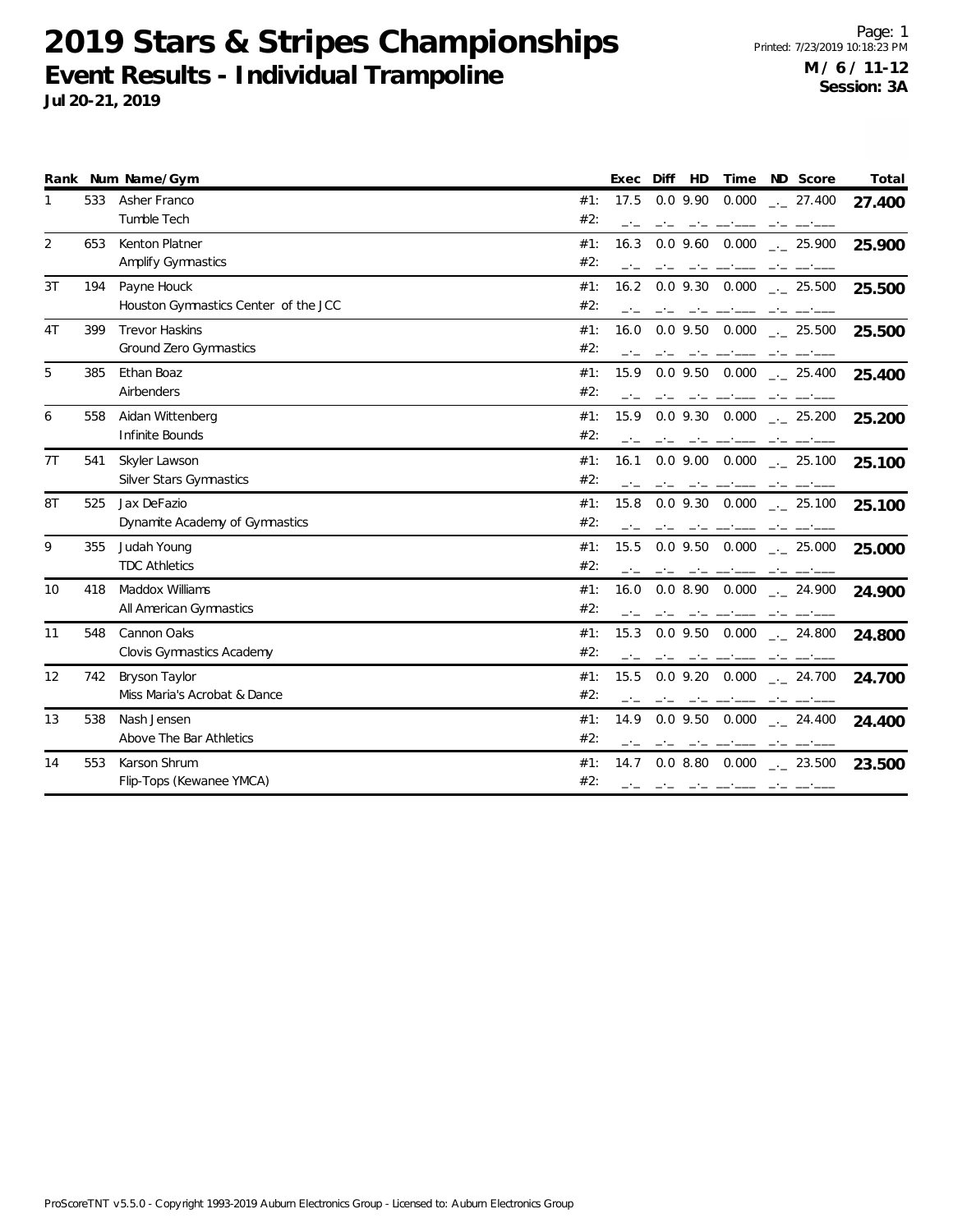# 2019 Stars & Stripes Championships

## Event Results - Individual Trampoline

**Jul 20-21, 2019**

**M / 6 / 11-12**
**Session: 3A**

| Rank | Num | Name/Gym | | Exec | Diff | HD | Time | ND | Score | Total |
|---|---|---|---|---|---|---|---|---|---|---|
| 1 | 533 | Asher Franco | #1: | 17.5 | 0.0 | 9.90 | 0.000 | _._ | 27.400 | **27.400** |
| | | Tumble Tech | #2: | _._ | _._ | _._ | __.___ | _._ | __.___ | |
| 2 | 653 | Kenton Platner | #1: | 16.3 | 0.0 | 9.60 | 0.000 | _._ | 25.900 | **25.900** |
| | | Amplify Gymnastics | #2: | _._ | _._ | _._ | __.___ | _._ | __.___ | |
| 3T | 194 | Payne Houck | #1: | 16.2 | 0.0 | 9.30 | 0.000 | _._ | 25.500 | **25.500** |
| | | Houston Gymnastics Center of the JCC | #2: | _._ | _._ | _._ | __.___ | _._ | __.___ | |
| 4T | 399 | Trevor Haskins | #1: | 16.0 | 0.0 | 9.50 | 0.000 | _._ | 25.500 | **25.500** |
| | | Ground Zero Gymnastics | #2: | _._ | _._ | _._ | __.___ | _._ | __.___ | |
| 5 | 385 | Ethan Boaz | #1: | 15.9 | 0.0 | 9.50 | 0.000 | _._ | 25.400 | **25.400** |
| | | Airbenders | #2: | _._ | _._ | _._ | __.___ | _._ | __.___ | |
| 6 | 558 | Aidan Wittenberg | #1: | 15.9 | 0.0 | 9.30 | 0.000 | _._ | 25.200 | **25.200** |
| | | Infinite Bounds | #2: | _._ | _._ | _._ | __.___ | _._ | __.___ | |
| 7T | 541 | Skyler Lawson | #1: | 16.1 | 0.0 | 9.00 | 0.000 | _._ | 25.100 | **25.100** |
| | | Silver Stars Gymnastics | #2: | _._ | _._ | _._ | __.___ | _._ | __.___ | |
| 8T | 525 | Jax DeFazio | #1: | 15.8 | 0.0 | 9.30 | 0.000 | _._ | 25.100 | **25.100** |
| | | Dynamite Academy of Gymnastics | #2: | _._ | _._ | _._ | __.___ | _._ | __.___ | |
| 9 | 355 | Judah Young | #1: | 15.5 | 0.0 | 9.50 | 0.000 | _._ | 25.000 | **25.000** |
| | | TDC Athletics | #2: | _._ | _._ | _._ | __.___ | _._ | __.___ | |
| 10 | 418 | Maddox Williams | #1: | 16.0 | 0.0 | 8.90 | 0.000 | _._ | 24.900 | **24.900** |
| | | All American Gymnastics | #2: | _._ | _._ | _._ | __.___ | _._ | __.___ | |
| 11 | 548 | Cannon Oaks | #1: | 15.3 | 0.0 | 9.50 | 0.000 | _._ | 24.800 | **24.800** |
| | | Clovis Gymnastics Academy | #2: | _._ | _._ | _._ | __.___ | _._ | __.___ | |
| 12 | 742 | Bryson Taylor | #1: | 15.5 | 0.0 | 9.20 | 0.000 | _._ | 24.700 | **24.700** |
| | | Miss Maria's Acrobat & Dance | #2: | _._ | _._ | _._ | __.___ | _._ | __.___ | |
| 13 | 538 | Nash Jensen | #1: | 14.9 | 0.0 | 9.50 | 0.000 | _._ | 24.400 | **24.400** |
| | | Above The Bar Athletics | #2: | _._ | _._ | _._ | __.___ | _._ | __.___ | |
| 14 | 553 | Karson Shrum | #1: | 14.7 | 0.0 | 8.80 | 0.000 | _._ | 23.500 | **23.500** |
| | | Flip-Tops (Kewanee YMCA) | #2: | _._ | _._ | _._ | __.___ | _._ | __.___ | |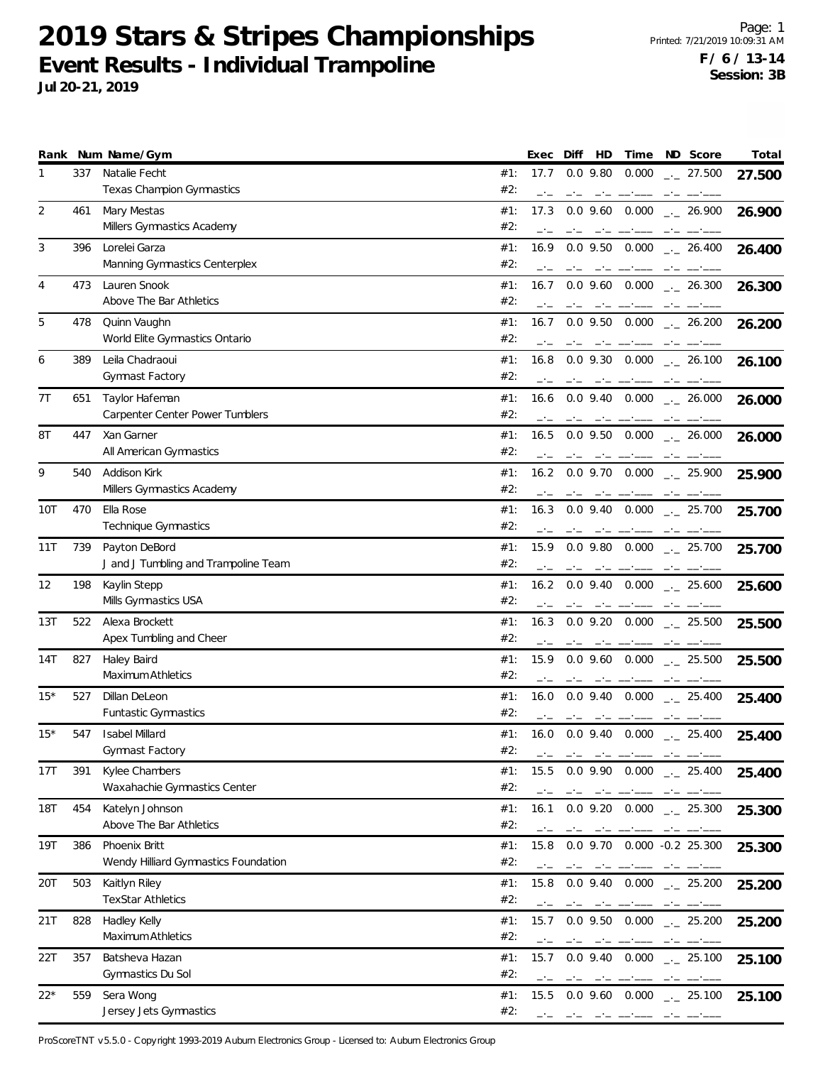# 2019 Stars & Stripes Championships

## Event Results - Individual Trampoline

**Jul 20-21, 2019**

Printed: 7/21/2019 10:09:31 AM

**F / 6 / 13-14**
**Session: 3B**

| Rank | Num | Name/Gym | | Exec | Diff | HD | Time | ND | Score | Total |
|---|---|---|---|---|---|---|---|---|---|---|
| 1 | 337 | Natalie Fecht | #1: | 17.7 | 0.0 | 9.80 | 0.000 | _._ | 27.500 | **27.500** |
| | | Texas Champion Gymnastics | #2: | _._ | _._ | _._ | _.___ | _._ | _.___ | |
| 2 | 461 | Mary Mestas | #1: | 17.3 | 0.0 | 9.60 | 0.000 | _._ | 26.900 | **26.900** |
| | | Millers Gymnastics Academy | #2: | _._ | _._ | _._ | _.___ | _._ | _.___ | |
| 3 | 396 | Lorelei Garza | #1: | 16.9 | 0.0 | 9.50 | 0.000 | _._ | 26.400 | **26.400** |
| | | Manning Gymnastics Centerplex | #2: | _._ | _._ | _._ | _.___ | _._ | _.___ | |
| 4 | 473 | Lauren Snook | #1: | 16.7 | 0.0 | 9.60 | 0.000 | _._ | 26.300 | **26.300** |
| | | Above The Bar Athletics | #2: | _._ | _._ | _._ | _.___ | _._ | _.___ | |
| 5 | 478 | Quinn Vaughn | #1: | 16.7 | 0.0 | 9.50 | 0.000 | _._ | 26.200 | **26.200** |
| | | World Elite Gymnastics Ontario | #2: | _._ | _._ | _._ | _.___ | _._ | _.___ | |
| 6 | 389 | Leila Chadraoui | #1: | 16.8 | 0.0 | 9.30 | 0.000 | _._ | 26.100 | **26.100** |
| | | Gymnast Factory | #2: | _._ | _._ | _._ | _.___ | _._ | _.___ | |
| 7T | 651 | Taylor Hafeman | #1: | 16.6 | 0.0 | 9.40 | 0.000 | _._ | 26.000 | **26.000** |
| | | Carpenter Center Power Tumblers | #2: | _._ | _._ | _._ | _.___ | _._ | _.___ | |
| 8T | 447 | Xan Garner | #1: | 16.5 | 0.0 | 9.50 | 0.000 | _._ | 26.000 | **26.000** |
| | | All American Gymnastics | #2: | _._ | _._ | _._ | _.___ | _._ | _.___ | |
| 9 | 540 | Addison Kirk | #1: | 16.2 | 0.0 | 9.70 | 0.000 | _._ | 25.900 | **25.900** |
| | | Millers Gymnastics Academy | #2: | _._ | _._ | _._ | _.___ | _._ | _.___ | |
| 10T | 470 | Ella Rose | #1: | 16.3 | 0.0 | 9.40 | 0.000 | _._ | 25.700 | **25.700** |
| | | Technique Gymnastics | #2: | _._ | _._ | _._ | _.___ | _._ | _.___ | |
| 11T | 739 | Payton DeBord | #1: | 15.9 | 0.0 | 9.80 | 0.000 | _._ | 25.700 | **25.700** |
| | | J and J Tumbling and Trampoline Team | #2: | _._ | _._ | _._ | _.___ | _._ | _.___ | |
| 12 | 198 | Kaylin Stepp | #1: | 16.2 | 0.0 | 9.40 | 0.000 | _._ | 25.600 | **25.600** |
| | | Mills Gymnastics USA | #2: | _._ | _._ | _._ | _.___ | _._ | _.___ | |
| 13T | 522 | Alexa Brockett | #1: | 16.3 | 0.0 | 9.20 | 0.000 | _._ | 25.500 | **25.500** |
| | | Apex Tumbling and Cheer | #2: | _._ | _._ | _._ | _.___ | _._ | _.___ | |
| 14T | 827 | Haley Baird | #1: | 15.9 | 0.0 | 9.60 | 0.000 | _._ | 25.500 | **25.500** |
| | | Maximum Athletics | #2: | _._ | _._ | _._ | _.___ | _._ | _.___ | |
| 15* | 527 | Dillan DeLeon | #1: | 16.0 | 0.0 | 9.40 | 0.000 | _._ | 25.400 | **25.400** |
| | | Funtastic Gymnastics | #2: | _._ | _._ | _._ | _.___ | _._ | _.___ | |
| 15* | 547 | Isabel Millard | #1: | 16.0 | 0.0 | 9.40 | 0.000 | _._ | 25.400 | **25.400** |
| | | Gymnast Factory | #2: | _._ | _._ | _._ | _.___ | _._ | _.___ | |
| 17T | 391 | Kylee Chambers | #1: | 15.5 | 0.0 | 9.90 | 0.000 | _._ | 25.400 | **25.400** |
| | | Waxahachie Gymnastics Center | #2: | _._ | _._ | _._ | _.___ | _._ | _.___ | |
| 18T | 454 | Katelyn Johnson | #1: | 16.1 | 0.0 | 9.20 | 0.000 | _._ | 25.300 | **25.300** |
| | | Above The Bar Athletics | #2: | _._ | _._ | _._ | _.___ | _._ | _.___ | |
| 19T | 386 | Phoenix Britt | #1: | 15.8 | 0.0 | 9.70 | 0.000 | -0.2 | 25.300 | **25.300** |
| | | Wendy Hilliard Gymnastics Foundation | #2: | _._ | _._ | _._ | _.___ | _._ | _.___ | |
| 20T | 503 | Kaitlyn Riley | #1: | 15.8 | 0.0 | 9.40 | 0.000 | _._ | 25.200 | **25.200** |
| | | TexStar Athletics | #2: | _._ | _._ | _._ | _.___ | _._ | _.___ | |
| 21T | 828 | Hadley Kelly | #1: | 15.7 | 0.0 | 9.50 | 0.000 | _._ | 25.200 | **25.200** |
| | | Maximum Athletics | #2: | _._ | _._ | _._ | _.___ | _._ | _.___ | |
| 22T | 357 | Batsheva Hazan | #1: | 15.7 | 0.0 | 9.40 | 0.000 | _._ | 25.100 | **25.100** |
| | | Gymnastics Du Sol | #2: | _._ | _._ | _._ | _.___ | _._ | _.___ | |
| 22* | 559 | Sera Wong | #1: | 15.5 | 0.0 | 9.60 | 0.000 | _._ | 25.100 | **25.100** |
| | | Jersey Jets Gymnastics | #2: | _._ | _._ | _._ | _.___ | _._ | _.___ | |

ProScoreTNT v5.5.0 - Copyright 1993-2019 Auburn Electronics Group - Licensed to: Auburn Electronics Group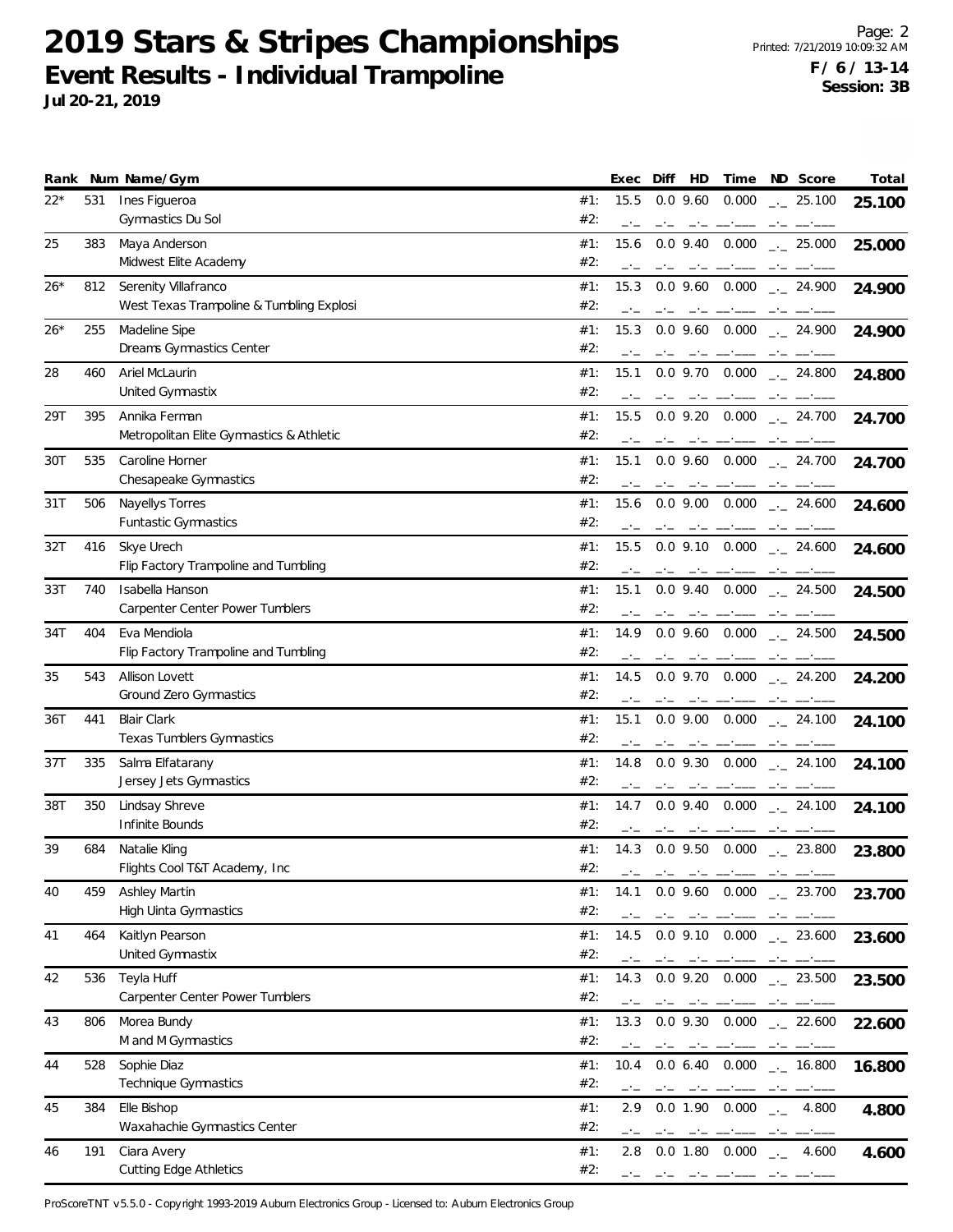# 2019 Stars & Stripes Championships

## Event Results - Individual Trampoline

**Jul 20-21, 2019**

**F / 6 / 13-14**
**Session: 3B**

| Rank | Num | Name/Gym | | Exec | Diff | HD | Time | ND | Score | Total |
|---|---|---|---|---|---|---|---|---|---|---|
| 22* | 531 | Ines Figueroa | #1: | 15.5 | 0.0 | 9.60 | 0.000 | _._ | 25.100 | **25.100** |
| | | Gymnastics Du Sol | #2: | _._ | _._ | _._ | __.___ | _._ | __.___ | |
| 25 | 383 | Maya Anderson | #1: | 15.6 | 0.0 | 9.40 | 0.000 | _._ | 25.000 | **25.000** |
| | | Midwest Elite Academy | #2: | _._ | _._ | _._ | __.___ | _._ | __.___ | |
| 26* | 812 | Serenity Villafranco | #1: | 15.3 | 0.0 | 9.60 | 0.000 | _._ | 24.900 | **24.900** |
| | | West Texas Trampoline & Tumbling Explosi | #2: | _._ | _._ | _._ | __.___ | _._ | __.___ | |
| 26* | 255 | Madeline Sipe | #1: | 15.3 | 0.0 | 9.60 | 0.000 | _._ | 24.900 | **24.900** |
| | | Dreams Gymnastics Center | #2: | _._ | _._ | _._ | __.___ | _._ | __.___ | |
| 28 | 460 | Ariel McLaurin | #1: | 15.1 | 0.0 | 9.70 | 0.000 | _._ | 24.800 | **24.800** |
| | | United Gymnastix | #2: | _._ | _._ | _._ | __.___ | _._ | __.___ | |
| 29T | 395 | Annika Ferman | #1: | 15.5 | 0.0 | 9.20 | 0.000 | _._ | 24.700 | **24.700** |
| | | Metropolitan Elite Gymnastics & Athletic | #2: | _._ | _._ | _._ | __.___ | _._ | __.___ | |
| 30T | 535 | Caroline Horner | #1: | 15.1 | 0.0 | 9.60 | 0.000 | _._ | 24.700 | **24.700** |
| | | Chesapeake Gymnastics | #2: | _._ | _._ | _._ | __.___ | _._ | __.___ | |
| 31T | 506 | Nayellys Torres | #1: | 15.6 | 0.0 | 9.00 | 0.000 | _._ | 24.600 | **24.600** |
| | | Funtastic Gymnastics | #2: | _._ | _._ | _._ | __.___ | _._ | __.___ | |
| 32T | 416 | Skye Urech | #1: | 15.5 | 0.0 | 9.10 | 0.000 | _._ | 24.600 | **24.600** |
| | | Flip Factory Trampoline and Tumbling | #2: | _._ | _._ | _._ | __.___ | _._ | __.___ | |
| 33T | 740 | Isabella Hanson | #1: | 15.1 | 0.0 | 9.40 | 0.000 | _._ | 24.500 | **24.500** |
| | | Carpenter Center Power Tumblers | #2: | _._ | _._ | _._ | __.___ | _._ | __.___ | |
| 34T | 404 | Eva Mendiola | #1: | 14.9 | 0.0 | 9.60 | 0.000 | _._ | 24.500 | **24.500** |
| | | Flip Factory Trampoline and Tumbling | #2: | _._ | _._ | _._ | __.___ | _._ | __.___ | |
| 35 | 543 | Allison Lovett | #1: | 14.5 | 0.0 | 9.70 | 0.000 | _._ | 24.200 | **24.200** |
| | | Ground Zero Gymnastics | #2: | _._ | _._ | _._ | __.___ | _._ | __.___ | |
| 36T | 441 | Blair Clark | #1: | 15.1 | 0.0 | 9.00 | 0.000 | _._ | 24.100 | **24.100** |
| | | Texas Tumblers Gymnastics | #2: | _._ | _._ | _._ | __.___ | _._ | __.___ | |
| 37T | 335 | Salma Elfatarany | #1: | 14.8 | 0.0 | 9.30 | 0.000 | _._ | 24.100 | **24.100** |
| | | Jersey Jets Gymnastics | #2: | _._ | _._ | _._ | __.___ | _._ | __.___ | |
| 38T | 350 | Lindsay Shreve | #1: | 14.7 | 0.0 | 9.40 | 0.000 | _._ | 24.100 | **24.100** |
| | | Infinite Bounds | #2: | _._ | _._ | _._ | __.___ | _._ | __.___ | |
| 39 | 684 | Natalie Kling | #1: | 14.3 | 0.0 | 9.50 | 0.000 | _._ | 23.800 | **23.800** |
| | | Flights Cool T&T Academy, Inc | #2: | _._ | _._ | _._ | __.___ | _._ | __.___ | |
| 40 | 459 | Ashley Martin | #1: | 14.1 | 0.0 | 9.60 | 0.000 | _._ | 23.700 | **23.700** |
| | | High Uinta Gymnastics | #2: | _._ | _._ | _._ | __.___ | _._ | __.___ | |
| 41 | 464 | Kaitlyn Pearson | #1: | 14.5 | 0.0 | 9.10 | 0.000 | _._ | 23.600 | **23.600** |
| | | United Gymnastix | #2: | _._ | _._ | _._ | __.___ | _._ | __.___ | |
| 42 | 536 | Teyla Huff | #1: | 14.3 | 0.0 | 9.20 | 0.000 | _._ | 23.500 | **23.500** |
| | | Carpenter Center Power Tumblers | #2: | _._ | _._ | _._ | __.___ | _._ | __.___ | |
| 43 | 806 | Morea Bundy | #1: | 13.3 | 0.0 | 9.30 | 0.000 | _._ | 22.600 | **22.600** |
| | | M and M Gymnastics | #2: | _._ | _._ | _._ | __.___ | _._ | __.___ | |
| 44 | 528 | Sophie Diaz | #1: | 10.4 | 0.0 | 6.40 | 0.000 | _._ | 16.800 | **16.800** |
| | | Technique Gymnastics | #2: | _._ | _._ | _._ | __.___ | _._ | __.___ | |
| 45 | 384 | Elle Bishop | #1: | 2.9 | 0.0 | 1.90 | 0.000 | _._ | 4.800 | **4.800** |
| | | Waxahachie Gymnastics Center | #2: | _._ | _._ | _._ | __.___ | _._ | __.___ | |
| 46 | 191 | Ciara Avery | #1: | 2.8 | 0.0 | 1.80 | 0.000 | _._ | 4.600 | **4.600** |
| | | Cutting Edge Athletics | #2: | _._ | _._ | _._ | __.___ | _._ | __.___ | |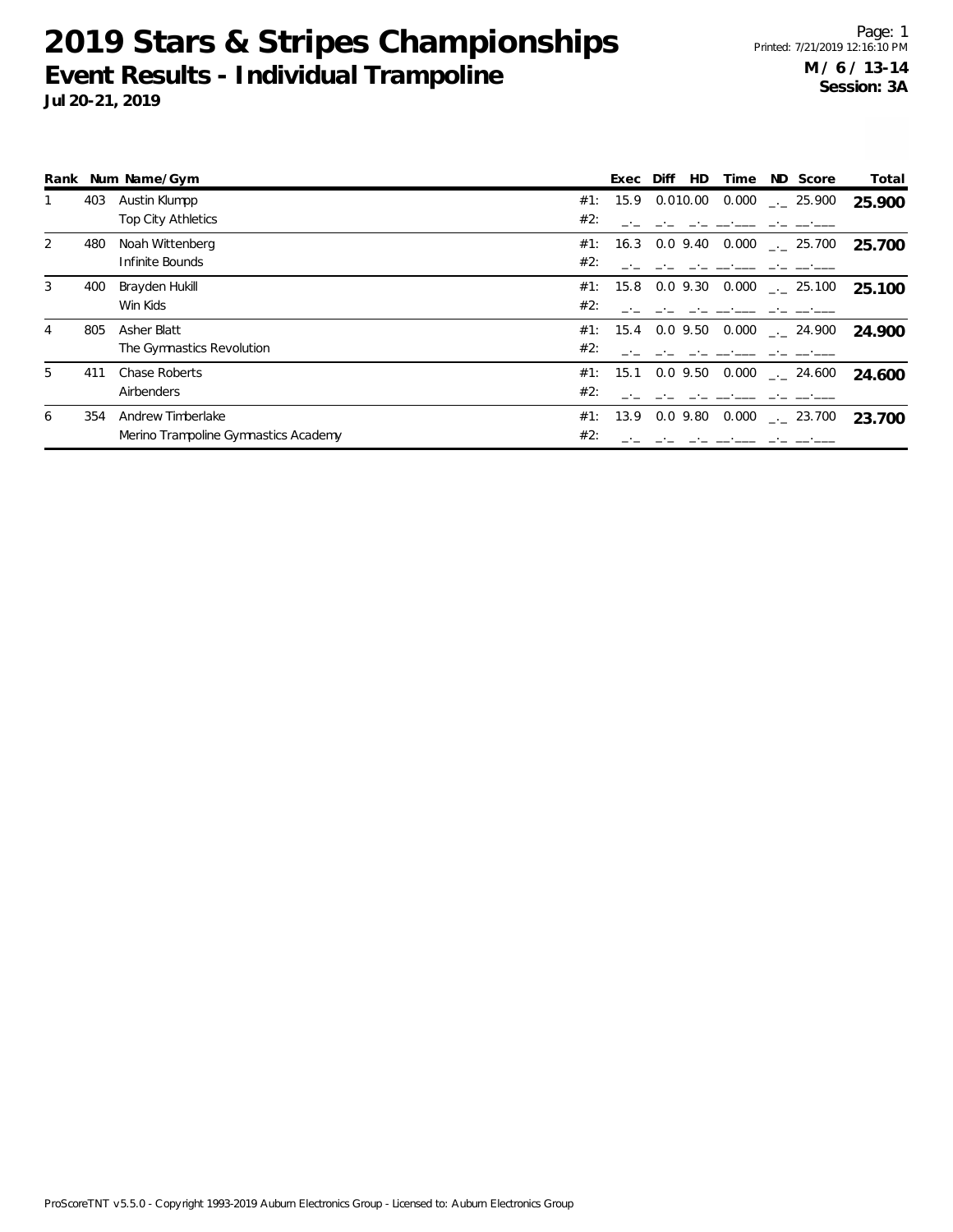# 2019 Stars & Stripes Championships

## Event Results - Individual Trampoline

**Jul 20-21, 2019**

Page: 1
Printed: 7/21/2019 12:16:10 PM

**M / 6 / 13-14**
**Session: 3A**

| Rank | Num | Name/Gym | | Exec | Diff | HD | Time | ND | Score | Total |
|---|---|---|---|---|---|---|---|---|---|---|
| 1 | 403 | Austin Klumpp | #1: | 15.9 | 0.0 | 10.00 | 0.000 | _._ | 25.900 | **25.900** |
| | | Top City Athletics | #2: | _._ | _._ | _._ | __.___ | _._ | __.___ | |
| 2 | 480 | Noah Wittenberg | #1: | 16.3 | 0.0 | 9.40 | 0.000 | _._ | 25.700 | **25.700** |
| | | Infinite Bounds | #2: | _._ | _._ | _._ | __.___ | _._ | __.___ | |
| 3 | 400 | Brayden Hukill | #1: | 15.8 | 0.0 | 9.30 | 0.000 | _._ | 25.100 | **25.100** |
| | | Win Kids | #2: | _._ | _._ | _._ | __.___ | _._ | __.___ | |
| 4 | 805 | Asher Blatt | #1: | 15.4 | 0.0 | 9.50 | 0.000 | _._ | 24.900 | **24.900** |
| | | The Gymnastics Revolution | #2: | _._ | _._ | _._ | __.___ | _._ | __.___ | |
| 5 | 411 | Chase Roberts | #1: | 15.1 | 0.0 | 9.50 | 0.000 | _._ | 24.600 | **24.600** |
| | | Airbenders | #2: | _._ | _._ | _._ | __.___ | _._ | __.___ | |
| 6 | 354 | Andrew Timberlake | #1: | 13.9 | 0.0 | 9.80 | 0.000 | _._ | 23.700 | **23.700** |
| | | Merino Trampoline Gymnastics Academy | #2: | _._ | _._ | _._ | __.___ | _._ | __.___ | |

ProScoreTNT v5.5.0 - Copyright 1993-2019 Auburn Electronics Group - Licensed to: Auburn Electronics Group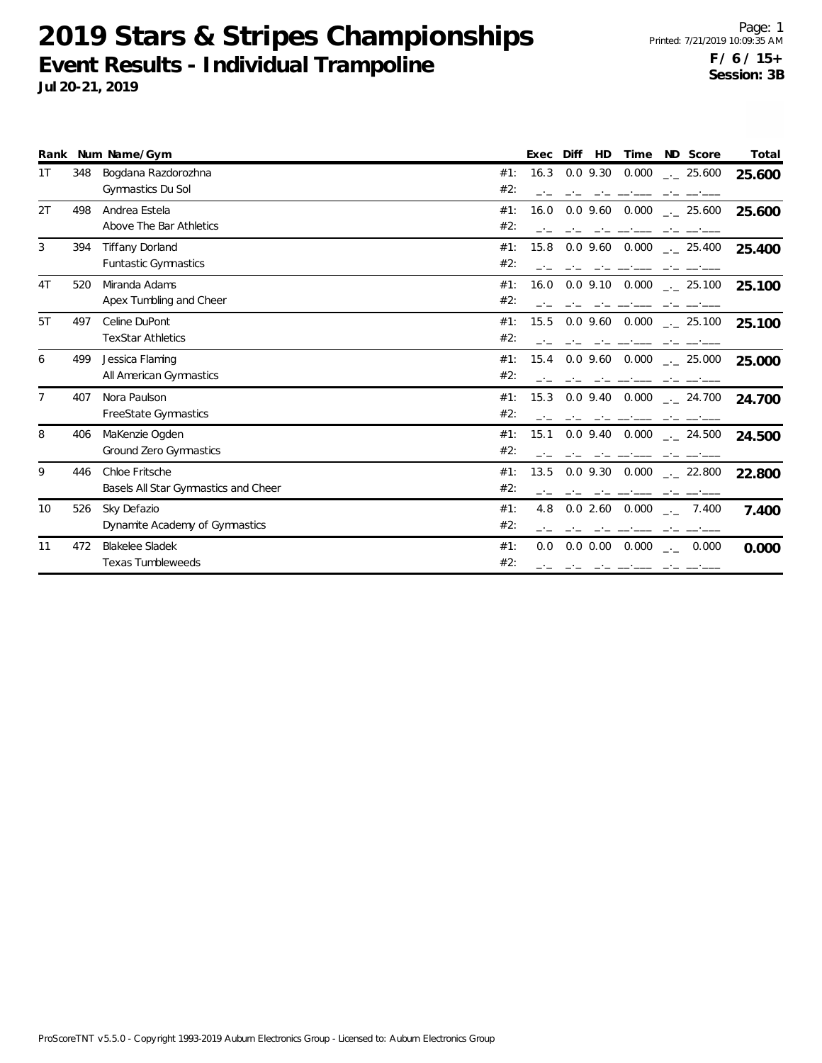# 2019 Stars & Stripes Championships

## Event Results - Individual Trampoline

**Jul 20-21, 2019**

**F / 6 / 15+**
**Session: 3B**

| Rank | Num | Name/Gym | | Exec | Diff | HD | Time | ND | Score | Total |
|---|---|---|---|---|---|---|---|---|---|---|
| 1T | 348 | Bogdana Razdorozhna | #1: | 16.3 | 0.0 | 9.30 | 0.000 | _._ | 25.600 | **25.600** |
| | | Gymnastics Du Sol | #2: | _._ | _._ | _._ | __.___ | _._ | __.___ | |
| 2T | 498 | Andrea Estela | #1: | 16.0 | 0.0 | 9.60 | 0.000 | _._ | 25.600 | **25.600** |
| | | Above The Bar Athletics | #2: | _._ | _._ | _._ | __.___ | _._ | __.___ | |
| 3 | 394 | Tiffany Dorland | #1: | 15.8 | 0.0 | 9.60 | 0.000 | _._ | 25.400 | **25.400** |
| | | Funtastic Gymnastics | #2: | _._ | _._ | _._ | __.___ | _._ | __.___ | |
| 4T | 520 | Miranda Adams | #1: | 16.0 | 0.0 | 9.10 | 0.000 | _._ | 25.100 | **25.100** |
| | | Apex Tumbling and Cheer | #2: | _._ | _._ | _._ | __.___ | _._ | __.___ | |
| 5T | 497 | Celine DuPont | #1: | 15.5 | 0.0 | 9.60 | 0.000 | _._ | 25.100 | **25.100** |
| | | TexStar Athletics | #2: | _._ | _._ | _._ | __.___ | _._ | __.___ | |
| 6 | 499 | Jessica Flaming | #1: | 15.4 | 0.0 | 9.60 | 0.000 | _._ | 25.000 | **25.000** |
| | | All American Gymnastics | #2: | _._ | _._ | _._ | __.___ | _._ | __.___ | |
| 7 | 407 | Nora Paulson | #1: | 15.3 | 0.0 | 9.40 | 0.000 | _._ | 24.700 | **24.700** |
| | | FreeState Gymnastics | #2: | _._ | _._ | _._ | __.___ | _._ | __.___ | |
| 8 | 406 | MaKenzie Ogden | #1: | 15.1 | 0.0 | 9.40 | 0.000 | _._ | 24.500 | **24.500** |
| | | Ground Zero Gymnastics | #2: | _._ | _._ | _._ | __.___ | _._ | __.___ | |
| 9 | 446 | Chloe Fritsche | #1: | 13.5 | 0.0 | 9.30 | 0.000 | _._ | 22.800 | **22.800** |
| | | Basels All Star Gymnastics and Cheer | #2: | _._ | _._ | _._ | __.___ | _._ | __.___ | |
| 10 | 526 | Sky Defazio | #1: | 4.8 | 0.0 | 2.60 | 0.000 | _._ | 7.400 | **7.400** |
| | | Dynamite Academy of Gymnastics | #2: | _._ | _._ | _._ | __.___ | _._ | __.___ | |
| 11 | 472 | Blakelee Sladek | #1: | 0.0 | 0.0 | 0.00 | 0.000 | _._ | 0.000 | **0.000** |
| | | Texas Tumbleweeds | #2: | _._ | _._ | _._ | __.___ | _._ | __.___ | |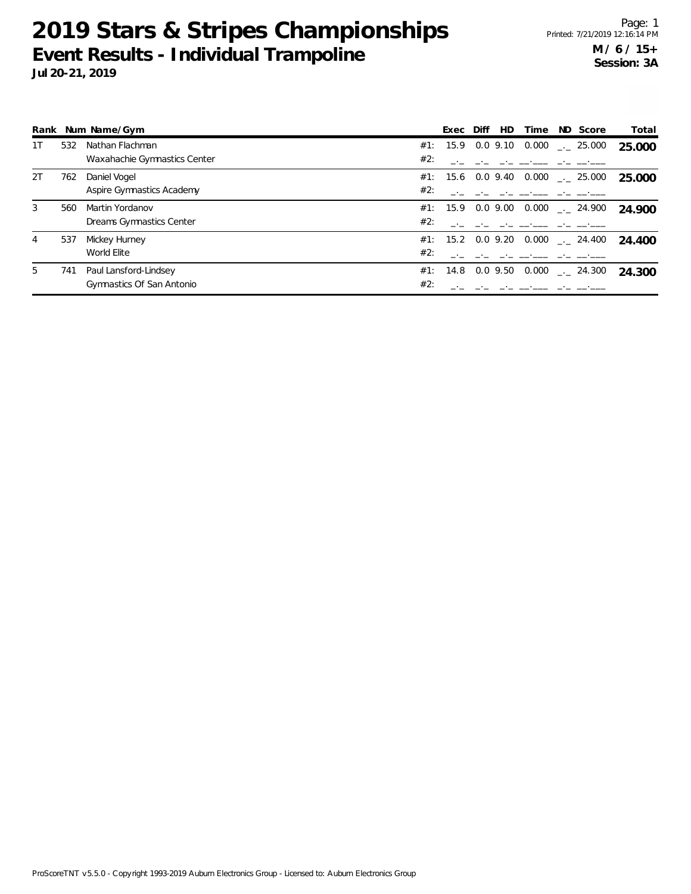# 2019 Stars & Stripes Championships

## Event Results - Individual Trampoline

**Jul 20-21, 2019**

**M / 6 / 15+**
**Session: 3A**

| Rank | Num | Name/Gym | | Exec | Diff | HD | Time | ND | Score | Total |
|---|---|---|---|---|---|---|---|---|---|---|
| 1T | 532 | Nathan Flachman | #1: | 15.9 | 0.0 | 9.10 | 0.000 | _._ | 25.000 | **25.000** |
| | | Waxahachie Gymnastics Center | #2: | _._ | _._ | _._ | __.___ | _._ | __.___ | |
| 2T | 762 | Daniel Vogel | #1: | 15.6 | 0.0 | 9.40 | 0.000 | _._ | 25.000 | **25.000** |
| | | Aspire Gymnastics Academy | #2: | _._ | _._ | _._ | __.___ | _._ | __.___ | |
| 3 | 560 | Martin Yordanov | #1: | 15.9 | 0.0 | 9.00 | 0.000 | _._ | 24.900 | **24.900** |
| | | Dreams Gymnastics Center | #2: | _._ | _._ | _._ | __.___ | _._ | __.___ | |
| 4 | 537 | Mickey Hurney | #1: | 15.2 | 0.0 | 9.20 | 0.000 | _._ | 24.400 | **24.400** |
| | | World Elite | #2: | _._ | _._ | _._ | __.___ | _._ | __.___ | |
| 5 | 741 | Paul Lansford-Lindsey | #1: | 14.8 | 0.0 | 9.50 | 0.000 | _._ | 24.300 | **24.300** |
| | | Gymnastics Of San Antonio | #2: | _._ | _._ | _._ | __.___ | _._ | __.___ | |

ProScoreTNT v5.5.0 - Copyright 1993-2019 Auburn Electronics Group - Licensed to: Auburn Electronics Group